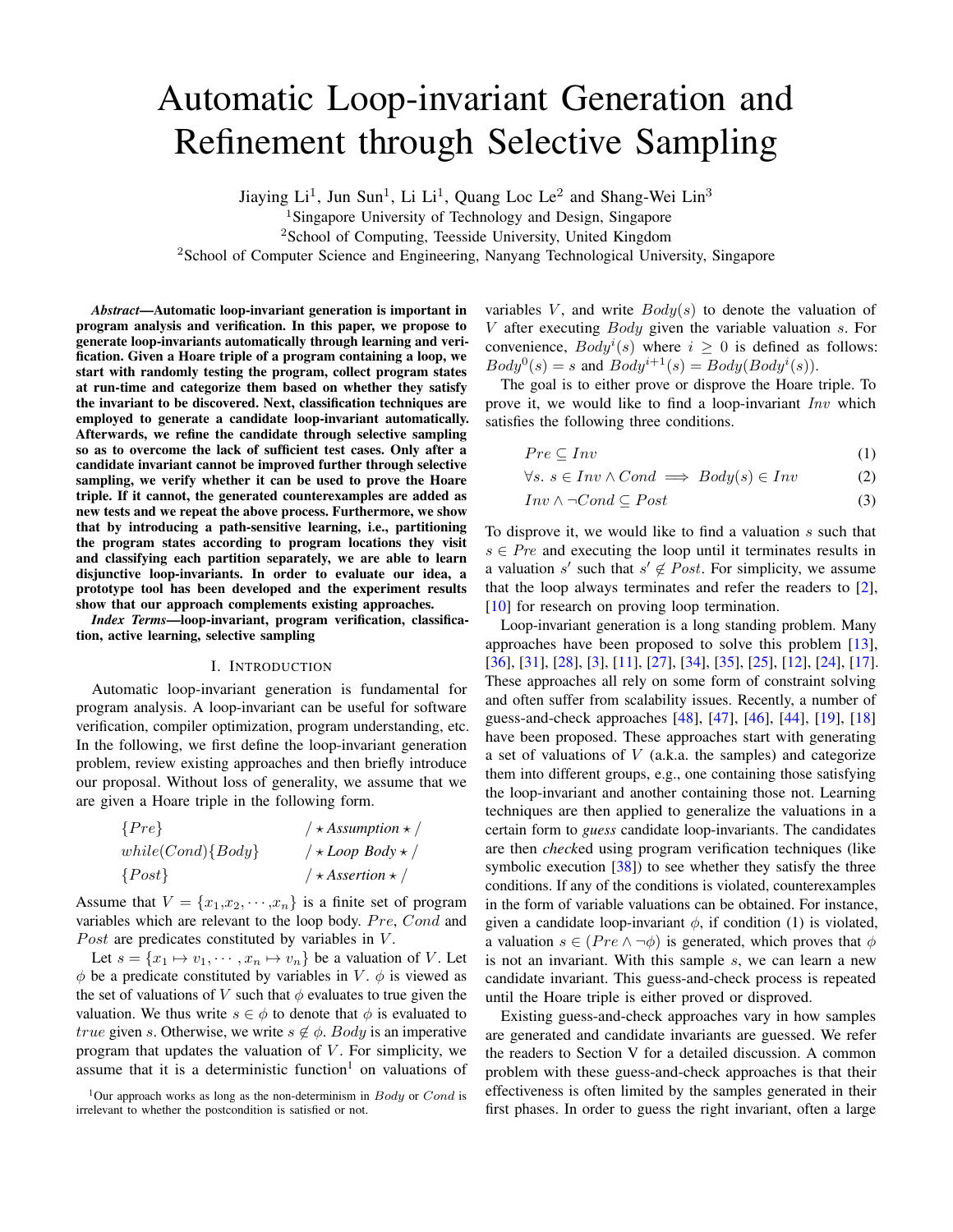# Automatic Loop-invariant Generation and Refinement through Selective Sampling

Jiaying Li[1], Jun Sun[1], Li Li[1], Quang Loc Le[2] and Shang-Wei Lin[3]

[1]Singapore University of Technology and Design, Singapore

[2]School of Computing, Teesside University, United Kingdom

[2]School of Computer Science and Engineering, Nanyang Technological University, Singapore

***Abstract*—Automatic loop-invariant generation is important in program analysis and verification. In this paper, we propose to generate loop-invariants automatically through learning and verification. Given a Hoare triple of a program containing a loop, we start with randomly testing the program, collect program states at run-time and categorize them based on whether they satisfy the invariant to be discovered. Next, classification techniques are employed to generate a candidate loop-invariant automatically. Afterwards, we refine the candidate through selective sampling so as to overcome the lack of sufficient test cases. Only after a candidate invariant cannot be improved further through selective sampling, we verify whether it can be used to prove the Hoare triple. If it cannot, the generated counterexamples are added as new tests and we repeat the above process. Furthermore, we show that by introducing a path-sensitive learning, i.e., partitioning the program states according to program locations they visit and classifying each partition separately, we are able to learn disjunctive loop-invariants. In order to evaluate our idea, a prototype tool has been developed and the experiment results show that our approach complements existing approaches.**

***Index Terms*—loop-invariant, program verification, classification, active learning, selective sampling**

## I. Introduction

Automatic loop-invariant generation is fundamental for program analysis. A loop-invariant can be useful for software verification, compiler optimization, program understanding, etc. In the following, we first define the loop-invariant generation problem, review existing approaches and then briefly introduce our proposal. Without loss of generality, we assume that we are given a Hoare triple in the following form.

$$
\begin{array}{ll}
\{Pre\} & /\star \textit{Assumption} \star/ \\
while(Cond)\{Body\} & /\star \textit{Loop Body} \star/ \\
\{Post\} & /\star \textit{Assertion} \star/
\end{array}
$$

Assume that $V = \{x_1, x_2, \cdots, x_n\}$ is a finite set of program variables which are relevant to the loop body. $Pre$, $Cond$ and $Post$ are predicates constituted by variables in $V$.

Let $s = \{x_1 \mapsto v_1, \cdots, x_n \mapsto v_n\}$ be a valuation of $V$. Let $\phi$ be a predicate constituted by variables in $V$. $\phi$ is viewed as the set of valuations of $V$ such that $\phi$ evaluates to true given the valuation. We thus write $s \in \phi$ to denote that $\phi$ is evaluated to $true$ given $s$. Otherwise, we write $s \notin \phi$. $Body$ is an imperative program that updates the valuation of $V$. For simplicity, we assume that it is a deterministic function[1] on valuations of variables $V$, and write $Body(s)$ to denote the valuation of $V$ after executing $Body$ given the valuation $s$. For convenience, $Body^i(s)$ where $i \geq 0$ is defined as follows: $Body^0(s) = s$ and $Body^{i+1}(s) = Body(Body^i(s))$.

The goal is to either prove or disprove the Hoare triple. To prove it, we would like to find a loop-invariant $Inv$ which satisfies the following three conditions.

$$Pre \subseteq Inv \tag{1}$$

$$\forall s.\ s \in Inv \wedge Cond \implies Body(s) \in Inv \tag{2}$$

$$Inv \wedge \neg Cond \subseteq Post \tag{3}$$

To disprove it, we would like to find a valuation $s$ such that $s \in Pre$ and executing the loop until it terminates results in a valuation $s'$ such that $s' \notin Post$. For simplicity, we assume that the loop always terminates and refer the readers to [2], [10] for research on proving loop termination.

Loop-invariant generation is a long standing problem. Many approaches have been proposed to solve this problem [13], [36], [31], [28], [3], [11], [27], [34], [35], [25], [12], [24], [17]. These approaches all rely on some form of constraint solving and often suffer from scalability issues. Recently, a number of guess-and-check approaches [48], [47], [46], [44], [19], [18] have been proposed. These approaches start with generating a set of valuations of $V$ (a.k.a. the samples) and categorize them into different groups, e.g., one containing those satisfying the loop-invariant and another containing those not. Learning techniques are then applied to generalize the valuations in a certain form to *guess* candidate loop-invariants. The candidates are then *check*ed using program verification techniques (like symbolic execution [38]) to see whether they satisfy the three conditions. If any of the conditions is violated, counterexamples in the form of variable valuations can be obtained. For instance, given a candidate loop-invariant $\phi$, if condition (1) is violated, a valuation $s \in (Pre \wedge \neg\phi)$ is generated, which proves that $\phi$ is not an invariant. With this sample $s$, we can learn a new candidate invariant. This guess-and-check process is repeated until the Hoare triple is either proved or disproved.

Existing guess-and-check approaches vary in how samples are generated and candidate invariants are guessed. We refer the readers to Section V for a detailed discussion. A common problem with these guess-and-check approaches is that their effectiveness is often limited by the samples generated in their first phases. In order to guess the right invariant, often a large

[1]Our approach works as long as the non-determinism in $Body$ or $Cond$ is irrelevant to whether the postcondition is satisfied or not.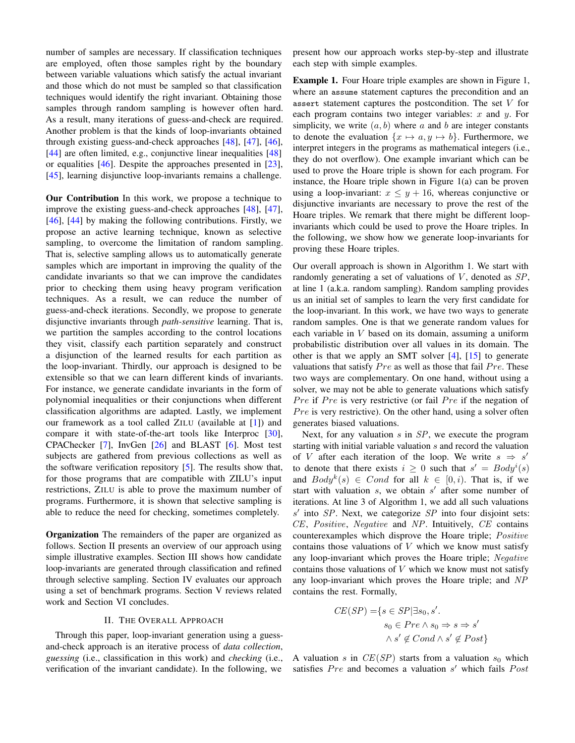number of samples are necessary. If classification techniques are employed, often those samples right by the boundary between variable valuations which satisfy the actual invariant and those which do not must be sampled so that classification techniques would identify the right invariant. Obtaining those samples through random sampling is however often hard. As a result, many iterations of guess-and-check are required. Another problem is that the kinds of loop-invariants obtained through existing guess-and-check approaches [48], [47], [46], [44] are often limited, e.g., conjunctive linear inequalities [48] or equalities [46]. Despite the approaches presented in [23], [45], learning disjunctive loop-invariants remains a challenge.

**Our Contribution** In this work, we propose a technique to improve the existing guess-and-check approaches [48], [47], [46], [44] by making the following contributions. Firstly, we propose an active learning technique, known as selective sampling, to overcome the limitation of random sampling. That is, selective sampling allows us to automatically generate samples which are important in improving the quality of the candidate invariants so that we can improve the candidates prior to checking them using heavy program verification techniques. As a result, we can reduce the number of guess-and-check iterations. Secondly, we propose to generate disjunctive invariants through *path-sensitive* learning. That is, we partition the samples according to the control locations they visit, classify each partition separately and construct a disjunction of the learned results for each partition as the loop-invariant. Thirdly, our approach is designed to be extensible so that we can learn different kinds of invariants. For instance, we generate candidate invariants in the form of polynomial inequalities or their conjunctions when different classification algorithms are adapted. Lastly, we implement our framework as a tool called ZILU (available at [1]) and compare it with state-of-the-art tools like Interproc [30], CPAChecker [7], InvGen [26] and BLAST [6]. Most test subjects are gathered from previous collections as well as the software verification repository [5]. The results show that, for those programs that are compatible with ZILU's input restrictions, ZILU is able to prove the maximum number of programs. Furthermore, it is shown that selective sampling is able to reduce the need for checking, sometimes completely.

**Organization** The remainders of the paper are organized as follows. Section II presents an overview of our approach using simple illustrative examples. Section III shows how candidate loop-invariants are generated through classification and refined through selective sampling. Section IV evaluates our approach using a set of benchmark programs. Section V reviews related work and Section VI concludes.

## II. The Overall Approach

Through this paper, loop-invariant generation using a guess-and-check approach is an iterative process of *data collection*, *guessing* (i.e., classification in this work) and *checking* (i.e., verification of the invariant candidate). In the following, we present how our approach works step-by-step and illustrate each step with simple examples.

**Example 1.** Four Hoare triple examples are shown in Figure 1, where an `assume` statement captures the precondition and an `assert` statement captures the postcondition. The set $V$ for each program contains two integer variables: $x$ and $y$. For simplicity, we write $(a, b)$ where $a$ and $b$ are integer constants to denote the evaluation $\{x \mapsto a, y \mapsto b\}$. Furthermore, we interpret integers in the programs as mathematical integers (i.e., they do not overflow). One example invariant which can be used to prove the Hoare triple is shown for each program. For instance, the Hoare triple shown in Figure 1(a) can be proven using a loop-invariant: $x \leq y + 16$, whereas conjunctive or disjunctive invariants are necessary to prove the rest of the Hoare triples. We remark that there might be different loop-invariants which could be used to prove the Hoare triples. In the following, we show how we generate loop-invariants for proving these Hoare triples.

Our overall approach is shown in Algorithm 1. We start with randomly generating a set of valuations of $V$, denoted as $SP$, at line 1 (a.k.a. random sampling). Random sampling provides us an initial set of samples to learn the very first candidate for the loop-invariant. In this work, we have two ways to generate random samples. One is that we generate random values for each variable in $V$ based on its domain, assuming a uniform probabilistic distribution over all values in its domain. The other is that we apply an SMT solver [4], [15] to generate valuations that satisfy $Pre$ as well as those that fail $Pre$. These two ways are complementary. On one hand, without using a solver, we may not be able to generate valuations which satisfy $Pre$ if $Pre$ is very restrictive (or fail $Pre$ if the negation of $Pre$ is very restrictive). On the other hand, using a solver often generates biased valuations.

Next, for any valuation $s$ in $SP$, we execute the program starting with initial variable valuation $s$ and record the valuation of $V$ after each iteration of the loop. We write $s \Rightarrow s'$ to denote that there exists $i \geq 0$ such that $s' = Body^i(s)$ and $Body^k(s) \in Cond$ for all $k \in [0, i)$. That is, if we start with valuation $s$, we obtain $s'$ after some number of iterations. At line 3 of Algorithm 1, we add all such valuations $s'$ into $SP$. Next, we categorize $SP$ into four disjoint sets: $CE$, $Positive$, $Negative$ and $NP$. Intuitively, $CE$ contains counterexamples which disprove the Hoare triple; $Positive$ contains those valuations of $V$ which we know must satisfy any loop-invariant which proves the Hoare triple; $Negative$ contains those valuations of $V$ which we know must not satisfy any loop-invariant which proves the Hoare triple; and $NP$ contains the rest. Formally,

$$
\begin{aligned}
CE(SP) = \{s \in SP \mid \exists s_0, s'.\ & s_0 \in Pre \wedge s_0 \Rightarrow s \Rightarrow s' \\
& \wedge s' \notin Cond \wedge s' \notin Post\}
\end{aligned}
$$

A valuation $s$ in $CE(SP)$ starts from a valuation $s_0$ which satisfies $Pre$ and becomes a valuation $s'$ which fails $Post$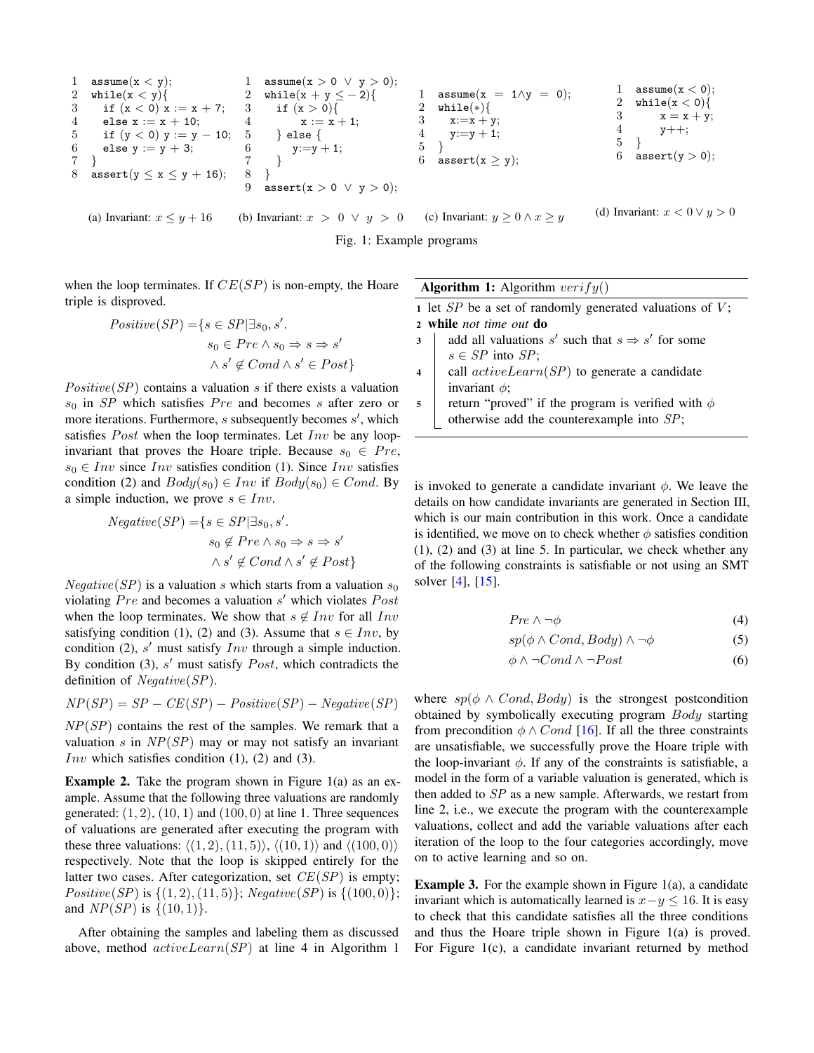```
1  assume(x < y);
2  while(x < y){
3    if (x < 0) x := x + 7;
4    else x := x + 10;
5    if (y < 0) y := y − 10;
6    else y := y + 3;
7  }
8  assert(y ≤ x ≤ y + 16);
```

(a) Invariant: $x \le y + 16$

```
1  assume(x > 0 ∨ y > 0);
2  while(x + y ≤ −2){
3    if (x > 0){
4      x := x + 1;
5    } else {
6      y:=y + 1;
7    }
8  }
9  assert(x > 0 ∨ y > 0);
```

(b) Invariant: $x > 0 \lor y > 0$

```
1  assume(x = 1∧y = 0);
2  while(∗){
3    x:=x + y;
4    y:=y + 1;
5  }
6  assert(x ≥ y);
```

(c) Invariant: $y \ge 0 \land x \ge y$

```
1  assume(x < 0);
2  while(x < 0){
3      x = x + y;
4      y++;
5  }
6  assert(y > 0);
```

(d) Invariant: $x < 0 \lor y > 0$

Fig. 1: Example programs

when the loop terminates. If $CE(SP)$ is non-empty, the Hoare triple is disproved.

$$Positive(SP) = \{s \in SP | \exists s_0, s'.\ s_0 \in Pre \land s_0 \Rightarrow s \Rightarrow s' \land s' \notin Cond \land s' \in Post\}$$

$Positive(SP)$ contains a valuation $s$ if there exists a valuation $s_0$ in $SP$ which satisfies $Pre$ and becomes $s$ after zero or more iterations. Furthermore, $s$ subsequently becomes $s'$, which satisfies $Post$ when the loop terminates. Let $Inv$ be any loop-invariant that proves the Hoare triple. Because $s_0 \in Pre$, $s_0 \in Inv$ since $Inv$ satisfies condition (1). Since $Inv$ satisfies condition (2) and $Body(s_0) \in Inv$ if $Body(s_0) \in Cond$. By a simple induction, we prove $s \in Inv$.

$$Negative(SP) = \{s \in SP | \exists s_0, s'.\ s_0 \notin Pre \land s_0 \Rightarrow s \Rightarrow s' \land s' \notin Cond \land s' \notin Post\}$$

$Negative(SP)$ is a valuation $s$ which starts from a valuation $s_0$ violating $Pre$ and becomes a valuation $s'$ which violates $Post$ when the loop terminates. We show that $s \notin Inv$ for all $Inv$ satisfying condition (1), (2) and (3). Assume that $s \in Inv$, by condition (2), $s'$ must satisfy $Inv$ through a simple induction. By condition (3), $s'$ must satisfy $Post$, which contradicts the definition of $Negative(SP)$.

$$NP(SP) = SP - CE(SP) - Positive(SP) - Negative(SP)$$

$NP(SP)$ contains the rest of the samples. We remark that a valuation $s$ in $NP(SP)$ may or may not satisfy an invariant $Inv$ which satisfies condition (1), (2) and (3).

**Example 2.** Take the program shown in Figure 1(a) as an example. Assume that the following three valuations are randomly generated: $(1, 2)$, $(10, 1)$ and $(100, 0)$ at line 1. Three sequences of valuations are generated after executing the program with these three valuations: $\langle(1, 2), (11, 5)\rangle$, $\langle(10, 1)\rangle$ and $\langle(100, 0)\rangle$ respectively. Note that the loop is skipped entirely for the latter two cases. After categorization, set $CE(SP)$ is empty; $Positive(SP)$ is $\{(1, 2), (11, 5)\}$; $Negative(SP)$ is $\{(100, 0)\}$; and $NP(SP)$ is $\{(10, 1)\}$.

After obtaining the samples and labeling them as discussed above, method $activeLearn(SP)$ at line 4 in Algorithm 1 is invoked to generate a candidate invariant $\phi$. We leave the details on how candidate invariants are generated in Section III, which is our main contribution in this work. Once a candidate is identified, we move on to check whether $\phi$ satisfies condition (1), (2) and (3) at line 5. In particular, we check whether any of the following constraints is satisfiable or not using an SMT solver [4], [15].

**Algorithm 1:** Algorithm $verify()$

1. let $SP$ be a set of randomly generated valuations of $V$;
2. **while** *not time out* **do**
3. add all valuations $s'$ such that $s \Rightarrow s'$ for some $s \in SP$ into $SP$;
4. call $activeLearn(SP)$ to generate a candidate invariant $\phi$;
5. return "proved" if the program is verified with $\phi$ otherwise add the counterexample into $SP$;

$$Pre \land \neg\phi \tag{4}$$

$$sp(\phi \land Cond, Body) \land \neg\phi \tag{5}$$

$$\phi \land \neg Cond \land \neg Post \tag{6}$$

where $sp(\phi \land Cond, Body)$ is the strongest postcondition obtained by symbolically executing program $Body$ starting from precondition $\phi \land Cond$ [16]. If all the three constraints are unsatisfiable, we successfully prove the Hoare triple with the loop-invariant $\phi$. If any of the constraints is satisfiable, a model in the form of a variable valuation is generated, which is then added to $SP$ as a new sample. Afterwards, we restart from line 2, i.e., we execute the program with the counterexample valuations, collect and add the variable valuations after each iteration of the loop to the four categories accordingly, move on to active learning and so on.

**Example 3.** For the example shown in Figure 1(a), a candidate invariant which is automatically learned is $x-y \le 16$. It is easy to check that this candidate satisfies all the three conditions and thus the Hoare triple shown in Figure 1(a) is proved. For Figure 1(c), a candidate invariant returned by method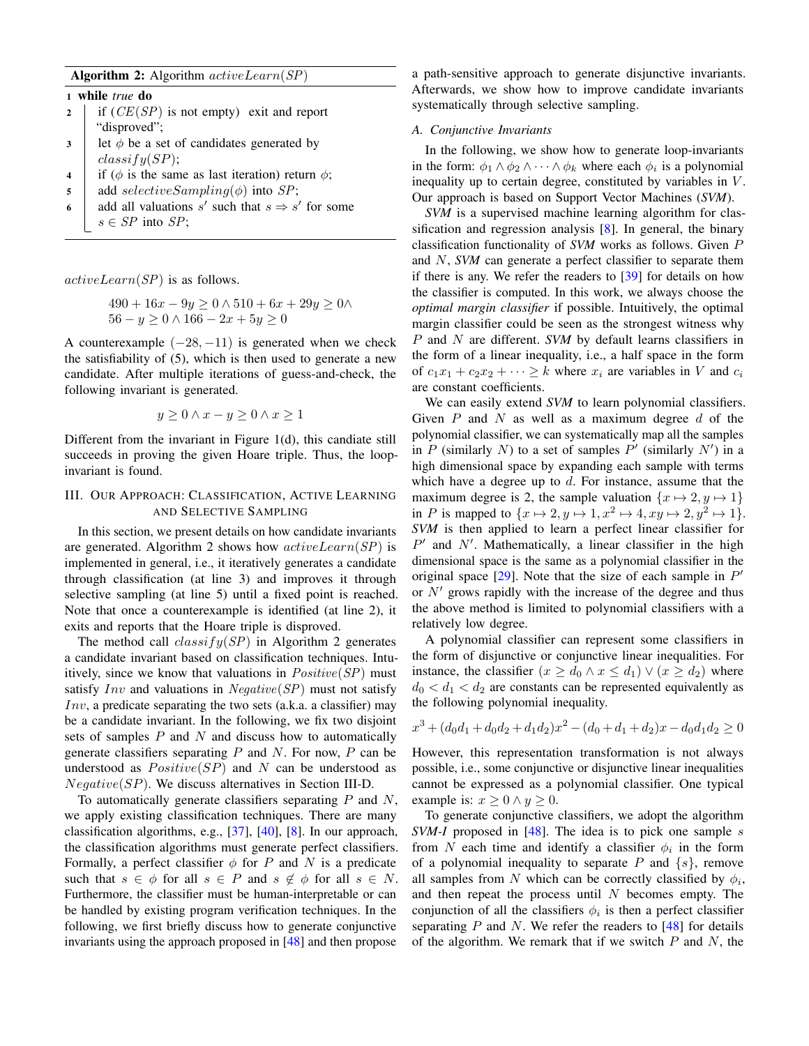**Algorithm 2:** Algorithm $activeLearn(SP)$

```
1 while true do
2     if (CE(SP) is not empty)  exit and report "disproved";
3     let φ be a set of candidates generated by classify(SP);
4     if (φ is the same as last iteration) return φ;
5     add selectiveSampling(φ) into SP;
6     add all valuations s' such that s ⇒ s' for some s ∈ SP into SP;
```

$activeLearn(SP)$ is as follows.

$$490 + 16x - 9y \geq 0 \wedge 510 + 6x + 29y \geq 0 \wedge$$
$$56 - y \geq 0 \wedge 166 - 2x + 5y \geq 0$$

A counterexample $(-28, -11)$ is generated when we check the satisfiability of (5), which is then used to generate a new candidate. After multiple iterations of guess-and-check, the following invariant is generated.

$$y \geq 0 \wedge x - y \geq 0 \wedge x \geq 1$$

Different from the invariant in Figure 1(d), this candiate still succeeds in proving the given Hoare triple. Thus, the loop-invariant is found.

## III. Our Approach: Classification, Active Learning and Selective Sampling

In this section, we present details on how candidate invariants are generated. Algorithm 2 shows how $activeLearn(SP)$ is implemented in general, i.e., it iteratively generates a candidate through classification (at line 3) and improves it through selective sampling (at line 5) until a fixed point is reached. Note that once a counterexample is identified (at line 2), it exits and reports that the Hoare triple is disproved.

The method call $classify(SP)$ in Algorithm 2 generates a candidate invariant based on classification techniques. Intuitively, since we know that valuations in $Positive(SP)$ must satisfy $Inv$ and valuations in $Negative(SP)$ must not satisfy $Inv$, a predicate separating the two sets (a.k.a. a classifier) may be a candidate invariant. In the following, we fix two disjoint sets of samples $P$ and $N$ and discuss how to automatically generate classifiers separating $P$ and $N$. For now, $P$ can be understood as $Positive(SP)$ and $N$ can be understood as $Negative(SP)$. We discuss alternatives in Section III-D.

To automatically generate classifiers separating $P$ and $N$, we apply existing classification techniques. There are many classification algorithms, e.g., [37], [40], [8]. In our approach, the classification algorithms must generate perfect classifiers. Formally, a perfect classifier $\phi$ for $P$ and $N$ is a predicate such that $s \in \phi$ for all $s \in P$ and $s \notin \phi$ for all $s \in N$. Furthermore, the classifier must be human-interpretable or can be handled by existing program verification techniques. In the following, we first briefly discuss how to generate conjunctive invariants using the approach proposed in [48] and then propose a path-sensitive approach to generate disjunctive invariants. Afterwards, we show how to improve candidate invariants systematically through selective sampling.

### A. Conjunctive Invariants

In the following, we show how to generate loop-invariants in the form: $\phi_1 \wedge \phi_2 \wedge \cdots \wedge \phi_k$ where each $\phi_i$ is a polynomial inequality up to certain degree, constituted by variables in $V$. Our approach is based on Support Vector Machines (*SVM*).

*SVM* is a supervised machine learning algorithm for classification and regression analysis [8]. In general, the binary classification functionality of *SVM* works as follows. Given $P$ and $N$, *SVM* can generate a perfect classifier to separate them if there is any. We refer the readers to [39] for details on how the classifier is computed. In this work, we always choose the *optimal margin classifier* if possible. Intuitively, the optimal margin classifier could be seen as the strongest witness why $P$ and $N$ are different. *SVM* by default learns classifiers in the form of a linear inequality, i.e., a half space in the form of $c_1x_1 + c_2x_2 + \cdots \geq k$ where $x_i$ are variables in $V$ and $c_i$ are constant coefficients.

We can easily extend *SVM* to learn polynomial classifiers. Given $P$ and $N$ as well as a maximum degree $d$ of the polynomial classifier, we can systematically map all the samples in $P$ (similarly $N$) to a set of samples $P'$ (similarly $N'$) in a high dimensional space by expanding each sample with terms which have a degree up to $d$. For instance, assume that the maximum degree is 2, the sample valuation $\{x \mapsto 2, y \mapsto 1\}$ in $P$ is mapped to $\{x \mapsto 2, y \mapsto 1, x^2 \mapsto 4, xy \mapsto 2, y^2 \mapsto 1\}$. *SVM* is then applied to learn a perfect linear classifier for $P'$ and $N'$. Mathematically, a linear classifier in the high dimensional space is the same as a polynomial classifier in the original space [29]. Note that the size of each sample in $P'$ or $N'$ grows rapidly with the increase of the degree and thus the above method is limited to polynomial classifiers with a relatively low degree.

A polynomial classifier can represent some classifiers in the form of disjunctive or conjunctive linear inequalities. For instance, the classifier $(x \geq d_0 \wedge x \leq d_1) \vee (x \geq d_2)$ where $d_0 < d_1 < d_2$ are constants can be represented equivalently as the following polynomial inequality.

$$x^3 + (d_0d_1 + d_0d_2 + d_1d_2)x^2 - (d_0 + d_1 + d_2)x - d_0d_1d_2 \geq 0$$

However, this representation transformation is not always possible, i.e., some conjunctive or disjunctive linear inequalities cannot be expressed as a polynomial classifier. One typical example is: $x \geq 0 \wedge y \geq 0$.

To generate conjunctive classifiers, we adopt the algorithm *SVM-I* proposed in [48]. The idea is to pick one sample $s$ from $N$ each time and identify a classifier $\phi_i$ in the form of a polynomial inequality to separate $P$ and $\{s\}$, remove all samples from $N$ which can be correctly classified by $\phi_i$, and then repeat the process until $N$ becomes empty. The conjunction of all the classifiers $\phi_i$ is then a perfect classifier separating $P$ and $N$. We refer the readers to [48] for details of the algorithm. We remark that if we switch $P$ and $N$, the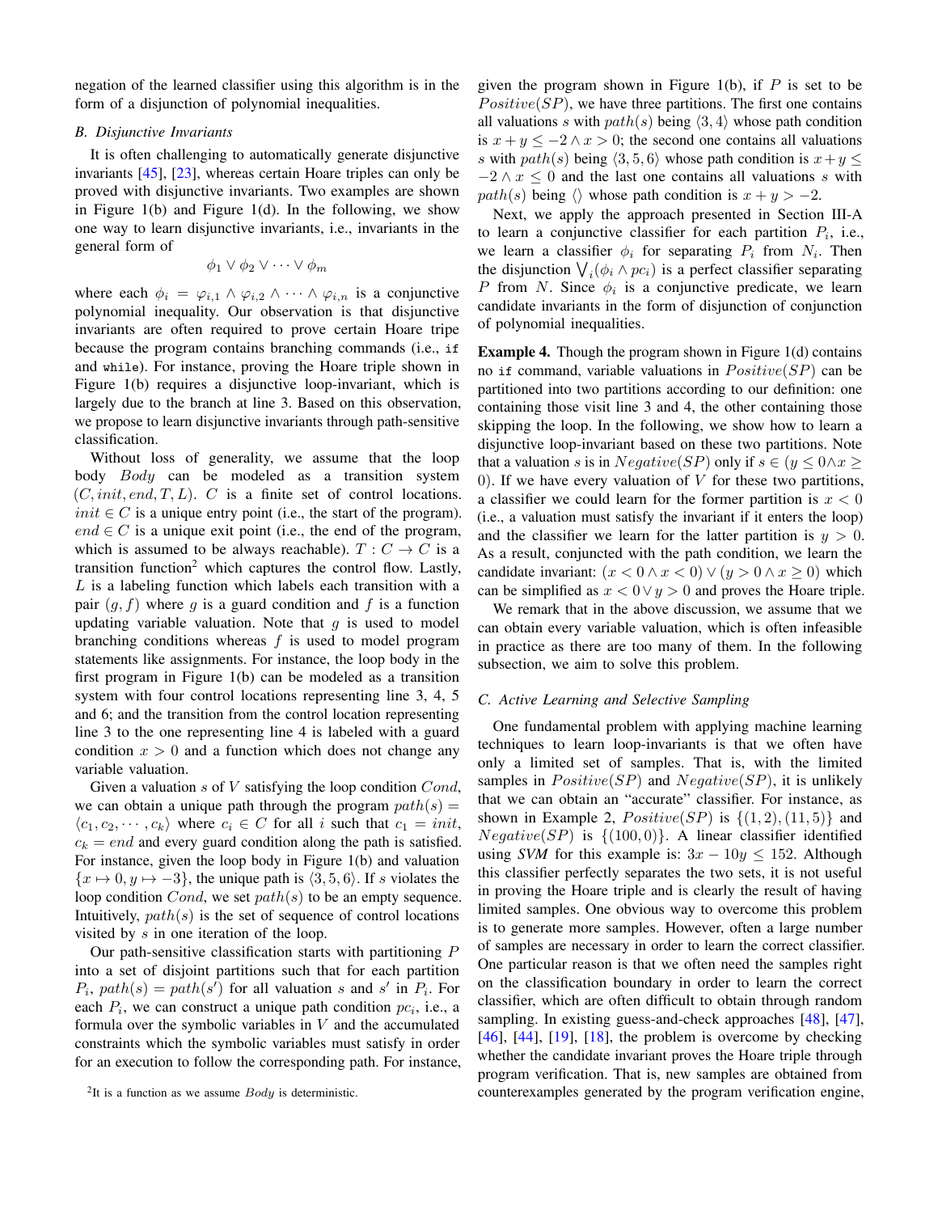negation of the learned classifier using this algorithm is in the form of a disjunction of polynomial inequalities.

### B. Disjunctive Invariants

It is often challenging to automatically generate disjunctive invariants [45], [23], whereas certain Hoare triples can only be proved with disjunctive invariants. Two examples are shown in Figure 1(b) and Figure 1(d). In the following, we show one way to learn disjunctive invariants, i.e., invariants in the general form of

$$\phi_1 \vee \phi_2 \vee \cdots \vee \phi_m$$

where each $\phi_i = \varphi_{i,1} \wedge \varphi_{i,2} \wedge \cdots \wedge \varphi_{i,n}$ is a conjunctive polynomial inequality. Our observation is that disjunctive invariants are often required to prove certain Hoare tripe because the program contains branching commands (i.e., `if` and `while`). For instance, proving the Hoare triple shown in Figure 1(b) requires a disjunctive loop-invariant, which is largely due to the branch at line 3. Based on this observation, we propose to learn disjunctive invariants through path-sensitive classification.

Without loss of generality, we assume that the loop body $Body$ can be modeled as a transition system $(C, init, end, T, L)$. $C$ is a finite set of control locations. $init \in C$ is a unique entry point (i.e., the start of the program). $end \in C$ is a unique exit point (i.e., the end of the program, which is assumed to be always reachable). $T : C \to C$ is a transition function[2] which captures the control flow. Lastly, $L$ is a labeling function which labels each transition with a pair $(g, f)$ where $g$ is a guard condition and $f$ is a function updating variable valuation. Note that $g$ is used to model branching conditions whereas $f$ is used to model program statements like assignments. For instance, the loop body in the first program in Figure 1(b) can be modeled as a transition system with four control locations representing line 3, 4, 5 and 6; and the transition from the control location representing line 3 to the one representing line 4 is labeled with a guard condition $x > 0$ and a function which does not change any variable valuation.

Given a valuation $s$ of $V$ satisfying the loop condition $Cond$, we can obtain a unique path through the program $path(s) = \langle c_1, c_2, \cdots, c_k \rangle$ where $c_i \in C$ for all $i$ such that $c_1 = init$, $c_k = end$ and every guard condition along the path is satisfied. For instance, given the loop body in Figure 1(b) and valuation $\{x \mapsto 0, y \mapsto -3\}$, the unique path is $\langle 3, 5, 6 \rangle$. If $s$ violates the loop condition $Cond$, we set $path(s)$ to be an empty sequence. Intuitively, $path(s)$ is the set of sequence of control locations visited by $s$ in one iteration of the loop.

Our path-sensitive classification starts with partitioning $P$ into a set of disjoint partitions such that for each partition $P_i$, $path(s) = path(s')$ for all valuation $s$ and $s'$ in $P_i$. For each $P_i$, we can construct a unique path condition $pc_i$, i.e., a formula over the symbolic variables in $V$ and the accumulated constraints which the symbolic variables must satisfy in order for an execution to follow the corresponding path. For instance, given the program shown in Figure 1(b), if $P$ is set to be $Positive(SP)$, we have three partitions. The first one contains all valuations $s$ with $path(s)$ being $\langle 3, 4 \rangle$ whose path condition is $x + y \leq -2 \wedge x > 0$; the second one contains all valuations $s$ with $path(s)$ being $\langle 3, 5, 6 \rangle$ whose path condition is $x + y \leq -2 \wedge x \leq 0$ and the last one contains all valuations $s$ with $path(s)$ being $\langle \rangle$ whose path condition is $x + y > -2$.

Next, we apply the approach presented in Section III-A to learn a conjunctive classifier for each partition $P_i$, i.e., we learn a classifier $\phi_i$ for separating $P_i$ from $N_i$. Then the disjunction $\bigvee_i (\phi_i \wedge pc_i)$ is a perfect classifier separating $P$ from $N$. Since $\phi_i$ is a conjunctive predicate, we learn candidate invariants in the form of disjunction of conjunction of polynomial inequalities.

**Example 4.** Though the program shown in Figure 1(d) contains no `if` command, variable valuations in $Positive(SP)$ can be partitioned into two partitions according to our definition: one containing those visit line 3 and 4, the other containing those skipping the loop. In the following, we show how to learn a disjunctive loop-invariant based on these two partitions. Note that a valuation $s$ is in $Negative(SP)$ only if $s \in (y \leq 0 \wedge x \geq 0)$. If we have every valuation of $V$ for these two partitions, a classifier we could learn for the former partition is $x < 0$ (i.e., a valuation must satisfy the invariant if it enters the loop) and the classifier we learn for the latter partition is $y > 0$. As a result, conjuncted with the path condition, we learn the candidate invariant: $(x < 0 \wedge x < 0) \vee (y > 0 \wedge x \geq 0)$ which can be simplified as $x < 0 \vee y > 0$ and proves the Hoare triple.

We remark that in the above discussion, we assume that we can obtain every variable valuation, which is often infeasible in practice as there are too many of them. In the following subsection, we aim to solve this problem.

### C. Active Learning and Selective Sampling

One fundamental problem with applying machine learning techniques to learn loop-invariants is that we often have only a limited set of samples. That is, with the limited samples in $Positive(SP)$ and $Negative(SP)$, it is unlikely that we can obtain an "accurate" classifier. For instance, as shown in Example 2, $Positive(SP)$ is $\{(1, 2), (11, 5)\}$ and $Negative(SP)$ is $\{(100, 0)\}$. A linear classifier identified using *SVM* for this example is: $3x - 10y \leq 152$. Although this classifier perfectly separates the two sets, it is not useful in proving the Hoare triple and is clearly the result of having limited samples. One obvious way to overcome this problem is to generate more samples. However, often a large number of samples are necessary in order to learn the correct classifier. One particular reason is that we often need the samples right on the classification boundary in order to learn the correct classifier, which are often difficult to obtain through random sampling. In existing guess-and-check approaches [48], [47], [46], [44], [19], [18], the problem is overcome by checking whether the candidate invariant proves the Hoare triple through program verification. That is, new samples are obtained from counterexamples generated by the program verification engine,

[2] It is a function as we assume $Body$ is deterministic.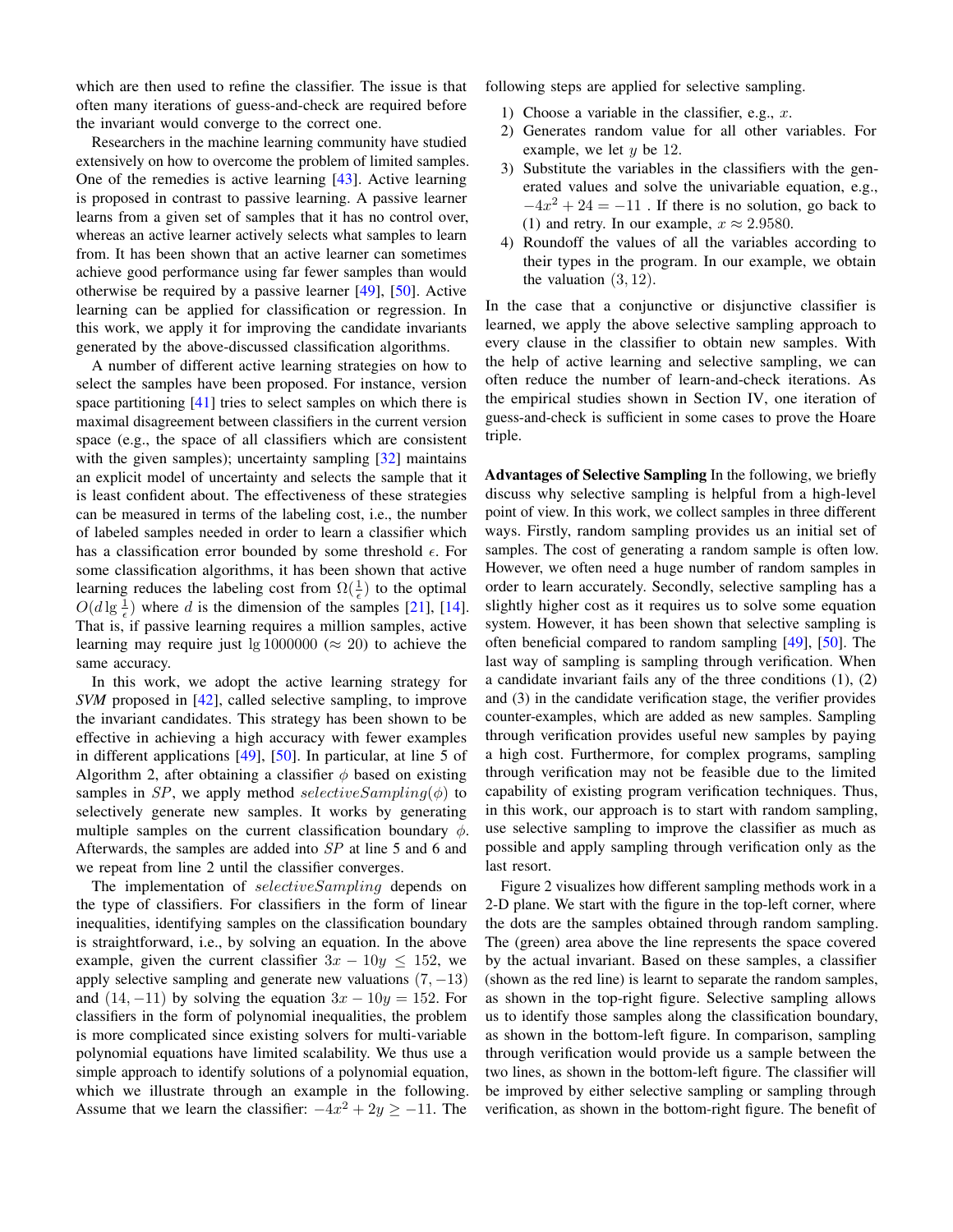which are then used to refine the classifier. The issue is that often many iterations of guess-and-check are required before the invariant would converge to the correct one.

Researchers in the machine learning community have studied extensively on how to overcome the problem of limited samples. One of the remedies is active learning [43]. Active learning is proposed in contrast to passive learning. A passive learner learns from a given set of samples that it has no control over, whereas an active learner actively selects what samples to learn from. It has been shown that an active learner can sometimes achieve good performance using far fewer samples than would otherwise be required by a passive learner [49], [50]. Active learning can be applied for classification or regression. In this work, we apply it for improving the candidate invariants generated by the above-discussed classification algorithms.

A number of different active learning strategies on how to select the samples have been proposed. For instance, version space partitioning [41] tries to select samples on which there is maximal disagreement between classifiers in the current version space (e.g., the space of all classifiers which are consistent with the given samples); uncertainty sampling [32] maintains an explicit model of uncertainty and selects the sample that it is least confident about. The effectiveness of these strategies can be measured in terms of the labeling cost, i.e., the number of labeled samples needed in order to learn a classifier which has a classification error bounded by some threshold $\epsilon$. For some classification algorithms, it has been shown that active learning reduces the labeling cost from $\Omega(\frac{1}{\epsilon})$ to the optimal $O(d \lg \frac{1}{\epsilon})$ where $d$ is the dimension of the samples [21], [14]. That is, if passive learning requires a million samples, active learning may require just $\lg 1000000$ ($\approx 20$) to achieve the same accuracy.

In this work, we adopt the active learning strategy for *SVM* proposed in [42], called selective sampling, to improve the invariant candidates. This strategy has been shown to be effective in achieving a high accuracy with fewer examples in different applications [49], [50]. In particular, at line 5 of Algorithm 2, after obtaining a classifier $\phi$ based on existing samples in $SP$, we apply method $selectiveSampling(\phi)$ to selectively generate new samples. It works by generating multiple samples on the current classification boundary $\phi$. Afterwards, the samples are added into $SP$ at line 5 and 6 and we repeat from line 2 until the classifier converges.

The implementation of $selectiveSampling$ depends on the type of classifiers. For classifiers in the form of linear inequalities, identifying samples on the classification boundary is straightforward, i.e., by solving an equation. In the above example, given the current classifier $3x - 10y \leq 152$, we apply selective sampling and generate new valuations $(7, -13)$ and $(14, -11)$ by solving the equation $3x - 10y = 152$. For classifiers in the form of polynomial inequalities, the problem is more complicated since existing solvers for multi-variable polynomial equations have limited scalability. We thus use a simple approach to identify solutions of a polynomial equation, which we illustrate through an example in the following. Assume that we learn the classifier: $-4x^2 + 2y \geq -11$. The following steps are applied for selective sampling.

1) Choose a variable in the classifier, e.g., $x$.
2) Generates random value for all other variables. For example, we let $y$ be 12.
3) Substitute the variables in the classifiers with the generated values and solve the univariable equation, e.g., $-4x^2 + 24 = -11$ . If there is no solution, go back to (1) and retry. In our example, $x \approx 2.9580$.
4) Roundoff the values of all the variables according to their types in the program. In our example, we obtain the valuation $(3, 12)$.

In the case that a conjunctive or disjunctive classifier is learned, we apply the above selective sampling approach to every clause in the classifier to obtain new samples. With the help of active learning and selective sampling, we can often reduce the number of learn-and-check iterations. As the empirical studies shown in Section IV, one iteration of guess-and-check is sufficient in some cases to prove the Hoare triple.

**Advantages of Selective Sampling** In the following, we briefly discuss why selective sampling is helpful from a high-level point of view. In this work, we collect samples in three different ways. Firstly, random sampling provides us an initial set of samples. The cost of generating a random sample is often low. However, we often need a huge number of random samples in order to learn accurately. Secondly, selective sampling has a slightly higher cost as it requires us to solve some equation system. However, it has been shown that selective sampling is often beneficial compared to random sampling [49], [50]. The last way of sampling is sampling through verification. When a candidate invariant fails any of the three conditions (1), (2) and (3) in the candidate verification stage, the verifier provides counter-examples, which are added as new samples. Sampling through verification provides useful new samples by paying a high cost. Furthermore, for complex programs, sampling through verification may not be feasible due to the limited capability of existing program verification techniques. Thus, in this work, our approach is to start with random sampling, use selective sampling to improve the classifier as much as possible and apply sampling through verification only as the last resort.

Figure 2 visualizes how different sampling methods work in a 2-D plane. We start with the figure in the top-left corner, where the dots are the samples obtained through random sampling. The (green) area above the line represents the space covered by the actual invariant. Based on these samples, a classifier (shown as the red line) is learnt to separate the random samples, as shown in the top-right figure. Selective sampling allows us to identify those samples along the classification boundary, as shown in the bottom-left figure. In comparison, sampling through verification would provide us a sample between the two lines, as shown in the bottom-left figure. The classifier will be improved by either selective sampling or sampling through verification, as shown in the bottom-right figure. The benefit of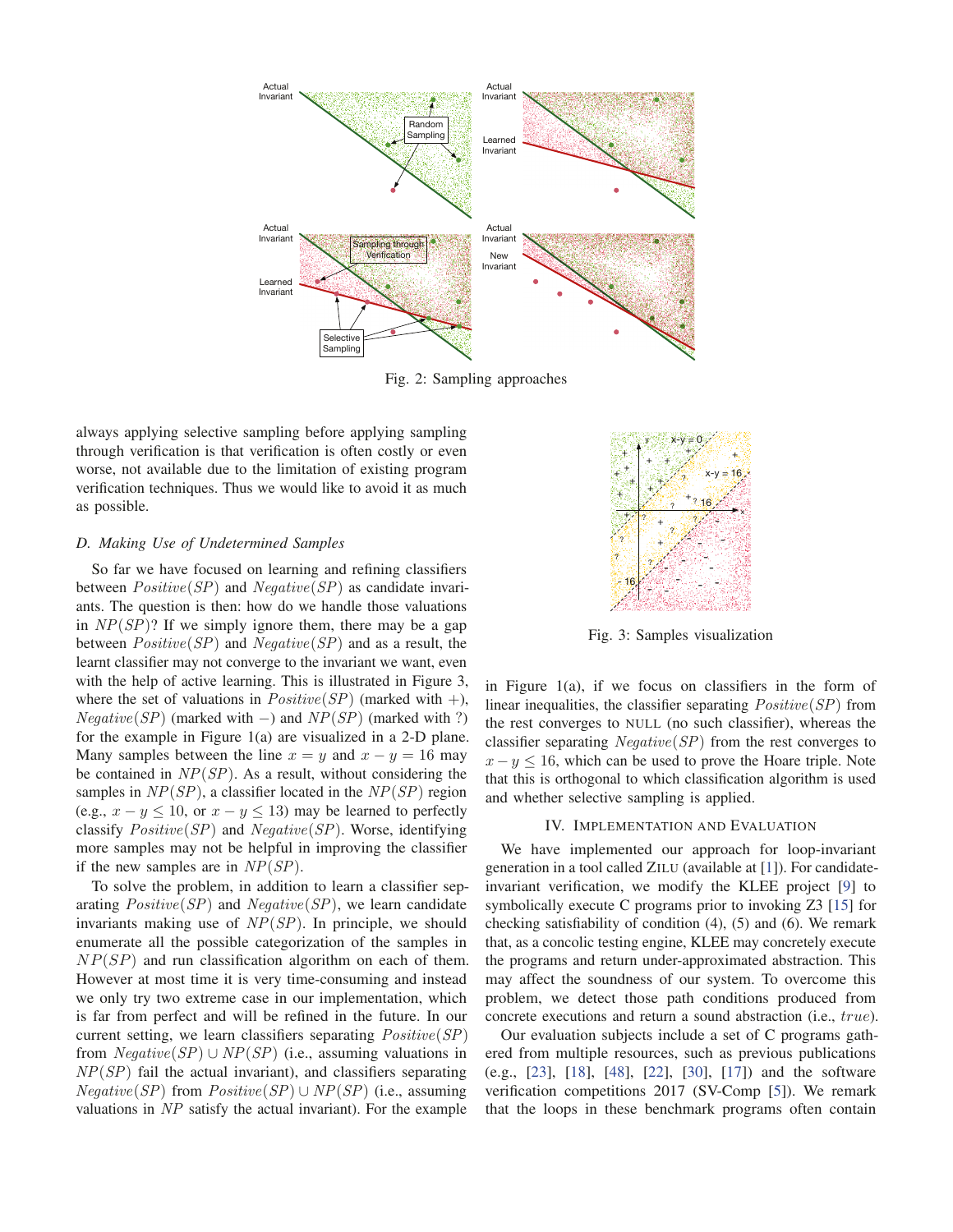Fig. 2: Sampling approaches

always applying selective sampling before applying sampling through verification is that verification is often costly or even worse, not available due to the limitation of existing program verification techniques. Thus we would like to avoid it as much as possible.

### D. Making Use of Undetermined Samples

So far we have focused on learning and refining classifiers between $Positive(SP)$ and $Negative(SP)$ as candidate invariants. The question is then: how do we handle those valuations in $NP(SP)$? If we simply ignore them, there may be a gap between $Positive(SP)$ and $Negative(SP)$ and as a result, the learnt classifier may not converge to the invariant we want, even with the help of active learning. This is illustrated in Figure 3, where the set of valuations in $Positive(SP)$ (marked with $+$), $Negative(SP)$ (marked with $-$) and $NP(SP)$ (marked with ?) for the example in Figure 1(a) are visualized in a 2-D plane. Many samples between the line $x = y$ and $x - y = 16$ may be contained in $NP(SP)$. As a result, without considering the samples in $NP(SP)$, a classifier located in the $NP(SP)$ region (e.g., $x - y \leq 10$, or $x - y \leq 13$) may be learned to perfectly classify $Positive(SP)$ and $Negative(SP)$. Worse, identifying more samples may not be helpful in improving the classifier if the new samples are in $NP(SP)$.

To solve the problem, in addition to learn a classifier separating $Positive(SP)$ and $Negative(SP)$, we learn candidate invariants making use of $NP(SP)$. In principle, we should enumerate all the possible categorization of the samples in $NP(SP)$ and run classification algorithm on each of them. However at most time it is very time-consuming and instead we only try two extreme case in our implementation, which is far from perfect and will be refined in the future. In our current setting, we learn classifiers separating $Positive(SP)$ from $Negative(SP) \cup NP(SP)$ (i.e., assuming valuations in $NP(SP)$ fail the actual invariant), and classifiers separating $Negative(SP)$ from $Positive(SP) \cup NP(SP)$ (i.e., assuming valuations in $NP$ satisfy the actual invariant). For the example in Figure 1(a), if we focus on classifiers in the form of linear inequalities, the classifier separating $Positive(SP)$ from the rest converges to NULL (no such classifier), whereas the classifier separating $Negative(SP)$ from the rest converges to $x - y \leq 16$, which can be used to prove the Hoare triple. Note that this is orthogonal to which classification algorithm is used and whether selective sampling is applied.

Fig. 3: Samples visualization

## IV. Implementation and Evaluation

We have implemented our approach for loop-invariant generation in a tool called ZILU (available at [1]). For candidate-invariant verification, we modify the KLEE project [9] to symbolically execute C programs prior to invoking Z3 [15] for checking satisfiability of condition (4), (5) and (6). We remark that, as a concolic testing engine, KLEE may concretely execute the programs and return under-approximated abstraction. This may affect the soundness of our system. To overcome this problem, we detect those path conditions produced from concrete executions and return a sound abstraction (i.e., $true$).

Our evaluation subjects include a set of C programs gathered from multiple resources, such as previous publications (e.g., [23], [18], [48], [22], [30], [17]) and the software verification competitions 2017 (SV-Comp [5]). We remark that the loops in these benchmark programs often contain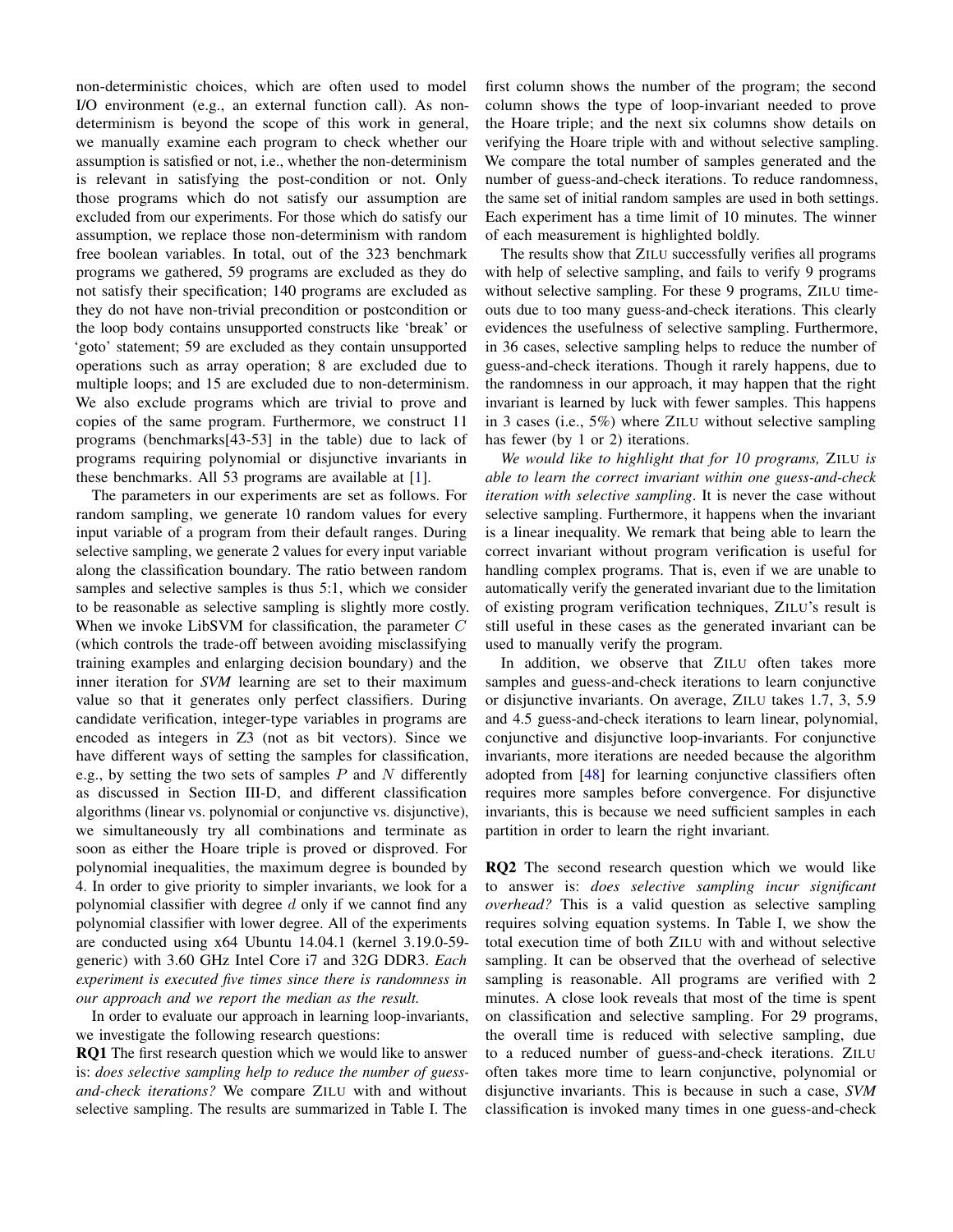non-deterministic choices, which are often used to model I/O environment (e.g., an external function call). As non-determinism is beyond the scope of this work in general, we manually examine each program to check whether our assumption is satisfied or not, i.e., whether the non-determinism is relevant in satisfying the post-condition or not. Only those programs which do not satisfy our assumption are excluded from our experiments. For those which do satisfy our assumption, we replace those non-determinism with random free boolean variables. In total, out of the 323 benchmark programs we gathered, 59 programs are excluded as they do not satisfy their specification; 140 programs are excluded as they do not have non-trivial precondition or postcondition or the loop body contains unsupported constructs like 'break' or 'goto' statement; 59 are excluded as they contain unsupported operations such as array operation; 8 are excluded due to multiple loops; and 15 are excluded due to non-determinism. We also exclude programs which are trivial to prove and copies of the same program. Furthermore, we construct 11 programs (benchmarks[43-53] in the table) due to lack of programs requiring polynomial or disjunctive invariants in these benchmarks. All 53 programs are available at [1].

The parameters in our experiments are set as follows. For random sampling, we generate 10 random values for every input variable of a program from their default ranges. During selective sampling, we generate 2 values for every input variable along the classification boundary. The ratio between random samples and selective samples is thus 5:1, which we consider to be reasonable as selective sampling is slightly more costly. When we invoke LibSVM for classification, the parameter $C$ (which controls the trade-off between avoiding misclassifying training examples and enlarging decision boundary) and the inner iteration for *SVM* learning are set to their maximum value so that it generates only perfect classifiers. During candidate verification, integer-type variables in programs are encoded as integers in Z3 (not as bit vectors). Since we have different ways of setting the samples for classification, e.g., by setting the two sets of samples $P$ and $N$ differently as discussed in Section III-D, and different classification algorithms (linear vs. polynomial or conjunctive vs. disjunctive), we simultaneously try all combinations and terminate as soon as either the Hoare triple is proved or disproved. For polynomial inequalities, the maximum degree is bounded by 4. In order to give priority to simpler invariants, we look for a polynomial classifier with degree $d$ only if we cannot find any polynomial classifier with lower degree. All of the experiments are conducted using x64 Ubuntu 14.04.1 (kernel 3.19.0-59-generic) with 3.60 GHz Intel Core i7 and 32G DDR3. *Each experiment is executed five times since there is randomness in our approach and we report the median as the result.*

In order to evaluate our approach in learning loop-invariants, we investigate the following research questions:

**RQ1** The first research question which we would like to answer is: *does selective sampling help to reduce the number of guess-and-check iterations?* We compare ZILU with and without selective sampling. The results are summarized in Table I. The first column shows the number of the program; the second column shows the type of loop-invariant needed to prove the Hoare triple; and the next six columns show details on verifying the Hoare triple with and without selective sampling. We compare the total number of samples generated and the number of guess-and-check iterations. To reduce randomness, the same set of initial random samples are used in both settings. Each experiment has a time limit of 10 minutes. The winner of each measurement is highlighted boldly.

The results show that ZILU successfully verifies all programs with help of selective sampling, and fails to verify 9 programs without selective sampling. For these 9 programs, ZILU time-outs due to too many guess-and-check iterations. This clearly evidences the usefulness of selective sampling. Furthermore, in 36 cases, selective sampling helps to reduce the number of guess-and-check iterations. Though it rarely happens, due to the randomness in our approach, it may happen that the right invariant is learned by luck with fewer samples. This happens in 3 cases (i.e., 5%) where ZILU without selective sampling has fewer (by 1 or 2) iterations.

*We would like to highlight that for 10 programs,* ZILU *is able to learn the correct invariant within one guess-and-check iteration with selective sampling*. It is never the case without selective sampling. Furthermore, it happens when the invariant is a linear inequality. We remark that being able to learn the correct invariant without program verification is useful for handling complex programs. That is, even if we are unable to automatically verify the generated invariant due to the limitation of existing program verification techniques, ZILU's result is still useful in these cases as the generated invariant can be used to manually verify the program.

In addition, we observe that ZILU often takes more samples and guess-and-check iterations to learn conjunctive or disjunctive invariants. On average, ZILU takes 1.7, 3, 5.9 and 4.5 guess-and-check iterations to learn linear, polynomial, conjunctive and disjunctive loop-invariants. For conjunctive invariants, more iterations are needed because the algorithm adopted from [48] for learning conjunctive classifiers often requires more samples before convergence. For disjunctive invariants, this is because we need sufficient samples in each partition in order to learn the right invariant.

**RQ2** The second research question which we would like to answer is: *does selective sampling incur significant overhead?* This is a valid question as selective sampling requires solving equation systems. In Table I, we show the total execution time of both ZILU with and without selective sampling. It can be observed that the overhead of selective sampling is reasonable. All programs are verified with 2 minutes. A close look reveals that most of the time is spent on classification and selective sampling. For 29 programs, the overall time is reduced with selective sampling, due to a reduced number of guess-and-check iterations. ZILU often takes more time to learn conjunctive, polynomial or disjunctive invariants. This is because in such a case, *SVM* classification is invoked many times in one guess-and-check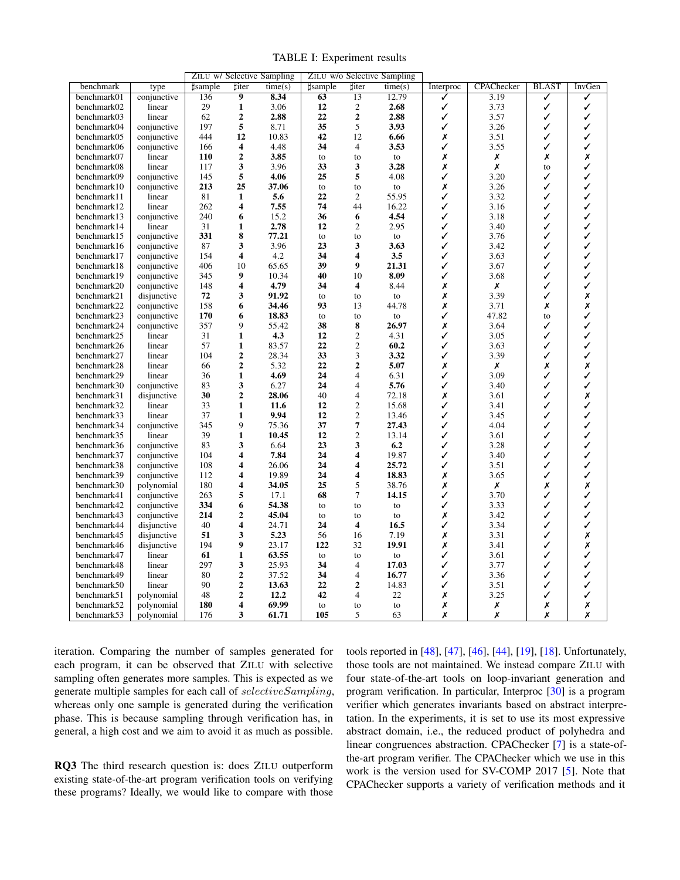TABLE I: Experiment results

| benchmark | type | ZILU w/ Selective Sampling ♯sample | ♯iter | time(s) | ZILU w/o Selective Sampling ♯sample | ♯iter | time(s) | Interproc | CPAChecker | BLAST | InvGen |
|---|---|---|---|---|---|---|---|---|---|---|---|
| benchmark01 | conjunctive | 136 | **9** | **8.34** | **63** | 13 | 12.79 | ✓ | 3.19 | ✓ | ✓ |
| benchmark02 | linear | 29 | **1** | 3.06 | **12** | 2 | **2.68** | ✓ | 3.73 | ✓ | ✓ |
| benchmark03 | linear | 62 | **2** | **2.88** | **22** | **2** | **2.88** | ✓ | 3.57 | ✓ | ✓ |
| benchmark04 | conjunctive | 197 | **5** | 8.71 | **35** | 5 | **3.93** | ✓ | 3.26 | ✓ | ✓ |
| benchmark05 | conjunctive | 444 | **12** | 10.83 | **42** | 12 | **6.66** | ✗ | 3.51 | ✓ | ✓ |
| benchmark06 | conjunctive | 166 | **4** | 4.48 | **34** | 4 | **3.53** | ✓ | 3.55 | ✓ | ✓ |
| benchmark07 | linear | **110** | **2** | **3.85** | to | to | to | ✗ | ✗ | ✗ | ✗ |
| benchmark08 | linear | 117 | **3** | 3.96 | **33** | **3** | **3.28** | ✗ | ✗ | to | ✓ |
| benchmark09 | conjunctive | 145 | **5** | **4.06** | **25** | **5** | 4.08 | ✓ | 3.20 | ✓ | ✓ |
| benchmark10 | conjunctive | **213** | **25** | **37.06** | to | to | to | ✗ | 3.26 | ✓ | ✓ |
| benchmark11 | linear | 81 | **1** | **5.6** | **22** | 2 | 55.95 | ✓ | 3.32 | ✓ | ✓ |
| benchmark12 | linear | 262 | **4** | **7.55** | **74** | 44 | 16.22 | ✓ | 3.16 | ✓ | ✓ |
| benchmark13 | conjunctive | 240 | **6** | 15.2 | **36** | **6** | **4.54** | ✓ | 3.18 | ✓ | ✓ |
| benchmark14 | linear | 31 | **1** | **2.78** | **12** | 2 | 2.95 | ✓ | 3.40 | ✓ | ✓ |
| benchmark15 | conjunctive | **331** | **8** | **77.21** | to | to | to | ✓ | 3.76 | ✓ | ✓ |
| benchmark16 | conjunctive | 87 | **3** | 3.96 | **23** | **3** | **3.63** | ✓ | 3.42 | ✓ | ✓ |
| benchmark17 | conjunctive | 154 | **4** | 4.2 | **34** | **4** | **3.5** | ✓ | 3.63 | ✓ | ✓ |
| benchmark18 | conjunctive | 406 | 10 | 65.65 | **39** | **9** | **21.31** | ✓ | 3.67 | ✓ | ✓ |
| benchmark19 | conjunctive | 345 | **9** | 10.34 | **40** | 10 | **8.09** | ✓ | 3.68 | ✓ | ✓ |
| benchmark20 | conjunctive | 148 | **4** | **4.79** | **34** | **4** | 8.44 | ✗ | ✗ | ✓ | ✓ |
| benchmark21 | disjunctive | **72** | **3** | **91.92** | to | to | to | ✗ | 3.39 | ✓ | ✗ |
| benchmark22 | conjunctive | 158 | **6** | **34.46** | **93** | 13 | 44.78 | ✗ | 3.71 | ✗ | ✗ |
| benchmark23 | conjunctive | **170** | **6** | **18.83** | to | to | to | ✓ | 47.82 | to | ✓ |
| benchmark24 | conjunctive | 357 | 9 | 55.42 | **38** | **8** | **26.97** | ✗ | 3.64 | ✓ | ✓ |
| benchmark25 | linear | 31 | **1** | **4.3** | **12** | 2 | 4.31 | ✓ | 3.05 | ✓ | ✓ |
| benchmark26 | linear | 57 | **1** | 83.57 | **22** | 2 | **60.2** | ✓ | 3.63 | ✓ | ✓ |
| benchmark27 | linear | 104 | **2** | 28.34 | **33** | 3 | **3.32** | ✓ | 3.39 | ✓ | ✓ |
| benchmark28 | linear | 66 | **2** | 5.32 | **22** | **2** | **5.07** | ✗ | ✗ | ✗ | ✗ |
| benchmark29 | linear | 36 | **1** | **4.69** | **24** | 4 | 6.31 | ✓ | 3.09 | ✓ | ✓ |
| benchmark30 | conjunctive | 83 | **3** | 6.27 | **24** | 4 | **5.76** | ✓ | 3.40 | ✓ | ✓ |
| benchmark31 | disjunctive | **30** | **2** | **28.06** | 40 | 4 | 72.18 | ✗ | 3.61 | ✓ | ✗ |
| benchmark32 | linear | 33 | **1** | **11.6** | **12** | 2 | 15.68 | ✓ | 3.41 | ✓ | ✓ |
| benchmark33 | linear | 37 | **1** | **9.94** | **12** | 2 | 13.46 | ✓ | 3.45 | ✓ | ✓ |
| benchmark34 | conjunctive | 345 | 9 | 75.36 | **37** | **7** | **27.43** | ✓ | 4.04 | ✓ | ✓ |
| benchmark35 | linear | 39 | **1** | **10.45** | **12** | 2 | 13.14 | ✓ | 3.61 | ✓ | ✓ |
| benchmark36 | conjunctive | 83 | **3** | 6.64 | **23** | **3** | **6.2** | ✓ | 3.28 | ✓ | ✓ |
| benchmark37 | conjunctive | 104 | **4** | **7.84** | **24** | **4** | 19.87 | ✓ | 3.40 | ✓ | ✓ |
| benchmark38 | conjunctive | 108 | **4** | 26.06 | **24** | **4** | **25.72** | ✓ | 3.51 | ✓ | ✓ |
| benchmark39 | conjunctive | 112 | **4** | 19.89 | **24** | **4** | **18.83** | ✗ | 3.65 | ✓ | ✓ |
| benchmark30 | polynomial | 180 | **4** | **34.05** | **25** | 5 | 38.76 | ✗ | ✗ | ✗ | ✗ |
| benchmark41 | conjunctive | 263 | **5** | 17.1 | **68** | 7 | **14.15** | ✓ | 3.70 | ✓ | ✓ |
| benchmark42 | conjunctive | **334** | **6** | **54.38** | to | to | to | ✓ | 3.33 | ✓ | ✓ |
| benchmark43 | conjunctive | **214** | **2** | **45.04** | to | to | to | ✗ | 3.42 | ✓ | ✓ |
| benchmark44 | disjunctive | 40 | **4** | 24.71 | **24** | **4** | **16.5** | ✓ | 3.34 | ✓ | ✓ |
| benchmark45 | disjunctive | **51** | **3** | **5.23** | 56 | 16 | 7.19 | ✗ | 3.31 | ✓ | ✗ |
| benchmark46 | disjunctive | 194 | **9** | 23.17 | **122** | 32 | **19.91** | ✗ | 3.41 | ✓ | ✗ |
| benchmark47 | linear | **61** | **1** | **63.55** | to | to | to | ✓ | 3.61 | ✓ | ✓ |
| benchmark48 | linear | 297 | **3** | 25.93 | **34** | 4 | **17.03** | ✓ | 3.77 | ✓ | ✓ |
| benchmark49 | linear | 80 | **2** | 37.52 | **34** | 4 | **16.77** | ✓ | 3.36 | ✓ | ✓ |
| benchmark50 | linear | 90 | **2** | **13.63** | **22** | **2** | 14.83 | ✓ | 3.51 | ✓ | ✓ |
| benchmark51 | polynomial | 48 | **2** | **12.2** | **42** | 4 | 22 | ✗ | 3.25 | ✓ | ✓ |
| benchmark52 | polynomial | **180** | **4** | **69.99** | to | to | to | ✗ | ✗ | ✗ | ✗ |
| benchmark53 | polynomial | 176 | **3** | **61.71** | **105** | 5 | 63 | ✗ | ✗ | ✗ | ✗ |

iteration. Comparing the number of samples generated for each program, it can be observed that ZILU with selective sampling often generates more samples. This is expected as we generate multiple samples for each call of *selectiveSampling*, whereas only one sample is generated during the verification phase. This is because sampling through verification has, in general, a high cost and we aim to avoid it as much as possible.

**RQ3** The third research question is: does ZILU outperform existing state-of-the-art program verification tools on verifying these programs? Ideally, we would like to compare with those tools reported in [48], [47], [46], [44], [19], [18]. Unfortunately, those tools are not maintained. We instead compare ZILU with four state-of-the-art tools on loop-invariant generation and program verification. In particular, Interproc [30] is a program verifier which generates invariants based on abstract interpretation. In the experiments, it is set to use its most expressive abstract domain, i.e., the reduced product of polyhedra and linear congruences abstraction. CPAChecker [7] is a state-of-the-art program verifier. The CPAChecker which we use in this work is the version used for SV-COMP 2017 [5]. Note that CPAChecker supports a variety of verification methods and it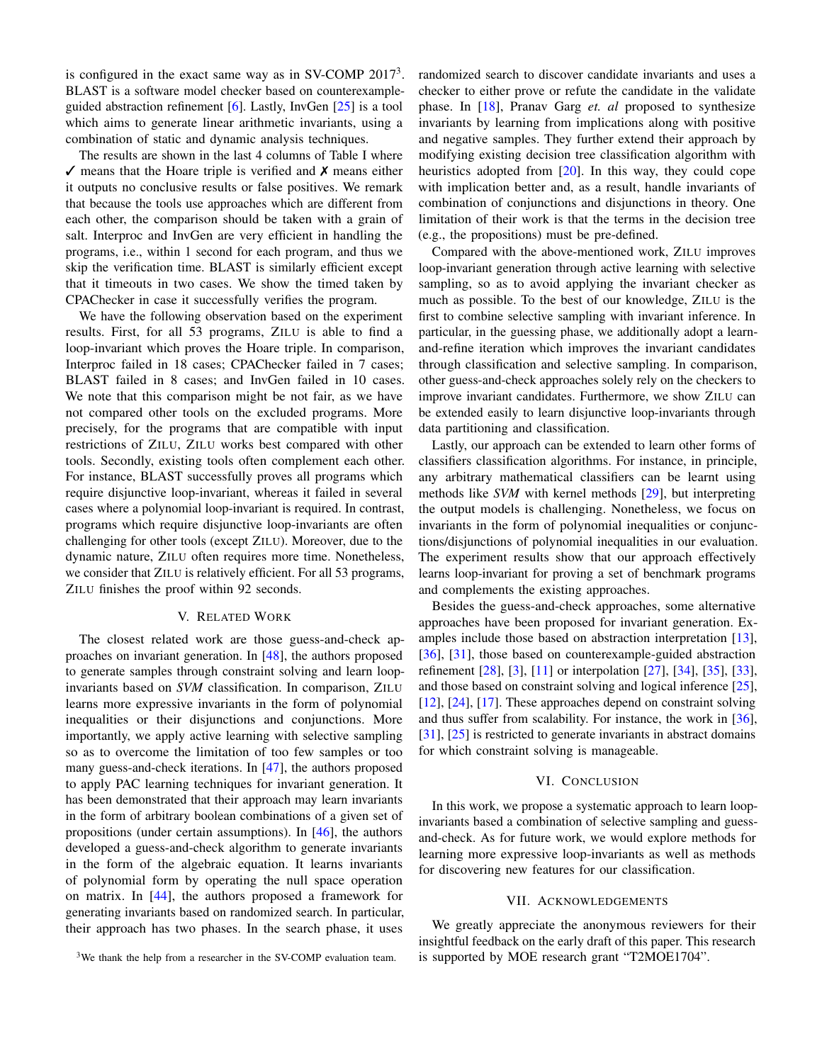is configured in the exact same way as in SV-COMP 2017[3]. BLAST is a software model checker based on counterexample-guided abstraction refinement [6]. Lastly, InvGen [25] is a tool which aims to generate linear arithmetic invariants, using a combination of static and dynamic analysis techniques.

The results are shown in the last 4 columns of Table I where ✓ means that the Hoare triple is verified and ✗ means either it outputs no conclusive results or false positives. We remark that because the tools use approaches which are different from each other, the comparison should be taken with a grain of salt. Interproc and InvGen are very efficient in handling the programs, i.e., within 1 second for each program, and thus we skip the verification time. BLAST is similarly efficient except that it timeouts in two cases. We show the timed taken by CPAChecker in case it successfully verifies the program.

We have the following observation based on the experiment results. First, for all 53 programs, ZILU is able to find a loop-invariant which proves the Hoare triple. In comparison, Interproc failed in 18 cases; CPAChecker failed in 7 cases; BLAST failed in 8 cases; and InvGen failed in 10 cases. We note that this comparison might be not fair, as we have not compared other tools on the excluded programs. More precisely, for the programs that are compatible with input restrictions of ZILU, ZILU works best compared with other tools. Secondly, existing tools often complement each other. For instance, BLAST successfully proves all programs which require disjunctive loop-invariant, whereas it failed in several cases where a polynomial loop-invariant is required. In contrast, programs which require disjunctive loop-invariants are often challenging for other tools (except ZILU). Moreover, due to the dynamic nature, ZILU often requires more time. Nonetheless, we consider that ZILU is relatively efficient. For all 53 programs, ZILU finishes the proof within 92 seconds.

## V. Related Work

The closest related work are those guess-and-check approaches on invariant generation. In [48], the authors proposed to generate samples through constraint solving and learn loop-invariants based on *SVM* classification. In comparison, ZILU learns more expressive invariants in the form of polynomial inequalities or their disjunctions and conjunctions. More importantly, we apply active learning with selective sampling so as to overcome the limitation of too few samples or too many guess-and-check iterations. In [47], the authors proposed to apply PAC learning techniques for invariant generation. It has been demonstrated that their approach may learn invariants in the form of arbitrary boolean combinations of a given set of propositions (under certain assumptions). In [46], the authors developed a guess-and-check algorithm to generate invariants in the form of the algebraic equation. It learns invariants of polynomial form by operating the null space operation on matrix. In [44], the authors proposed a framework for generating invariants based on randomized search. In particular, their approach has two phases. In the search phase, it uses randomized search to discover candidate invariants and uses a checker to either prove or refute the candidate in the validate phase. In [18], Pranav Garg *et. al* proposed to synthesize invariants by learning from implications along with positive and negative samples. They further extend their approach by modifying existing decision tree classification algorithm with heuristics adopted from [20]. In this way, they could cope with implication better and, as a result, handle invariants of combination of conjunctions and disjunctions in theory. One limitation of their work is that the terms in the decision tree (e.g., the propositions) must be pre-defined.

Compared with the above-mentioned work, ZILU improves loop-invariant generation through active learning with selective sampling, so as to avoid applying the invariant checker as much as possible. To the best of our knowledge, ZILU is the first to combine selective sampling with invariant inference. In particular, in the guessing phase, we additionally adopt a learn-and-refine iteration which improves the invariant candidates through classification and selective sampling. In comparison, other guess-and-check approaches solely rely on the checkers to improve invariant candidates. Furthermore, we show ZILU can be extended easily to learn disjunctive loop-invariants through data partitioning and classification.

Lastly, our approach can be extended to learn other forms of classifiers classification algorithms. For instance, in principle, any arbitrary mathematical classifiers can be learnt using methods like *SVM* with kernel methods [29], but interpreting the output models is challenging. Nonetheless, we focus on invariants in the form of polynomial inequalities or conjunctions/disjunctions of polynomial inequalities in our evaluation. The experiment results show that our approach effectively learns loop-invariant for proving a set of benchmark programs and complements the existing approaches.

Besides the guess-and-check approaches, some alternative approaches have been proposed for invariant generation. Examples include those based on abstraction interpretation [13], [36], [31], those based on counterexample-guided abstraction refinement [28], [3], [11] or interpolation [27], [34], [35], [33], and those based on constraint solving and logical inference [25], [12], [24], [17]. These approaches depend on constraint solving and thus suffer from scalability. For instance, the work in [36], [31], [25] is restricted to generate invariants in abstract domains for which constraint solving is manageable.

## VI. Conclusion

In this work, we propose a systematic approach to learn loop-invariants based a combination of selective sampling and guess-and-check. As for future work, we would explore methods for learning more expressive loop-invariants as well as methods for discovering new features for our classification.

## VII. Acknowledgements

We greatly appreciate the anonymous reviewers for their insightful feedback on the early draft of this paper. This research is supported by MOE research grant "T2MOE1704".

[3]We thank the help from a researcher in the SV-COMP evaluation team.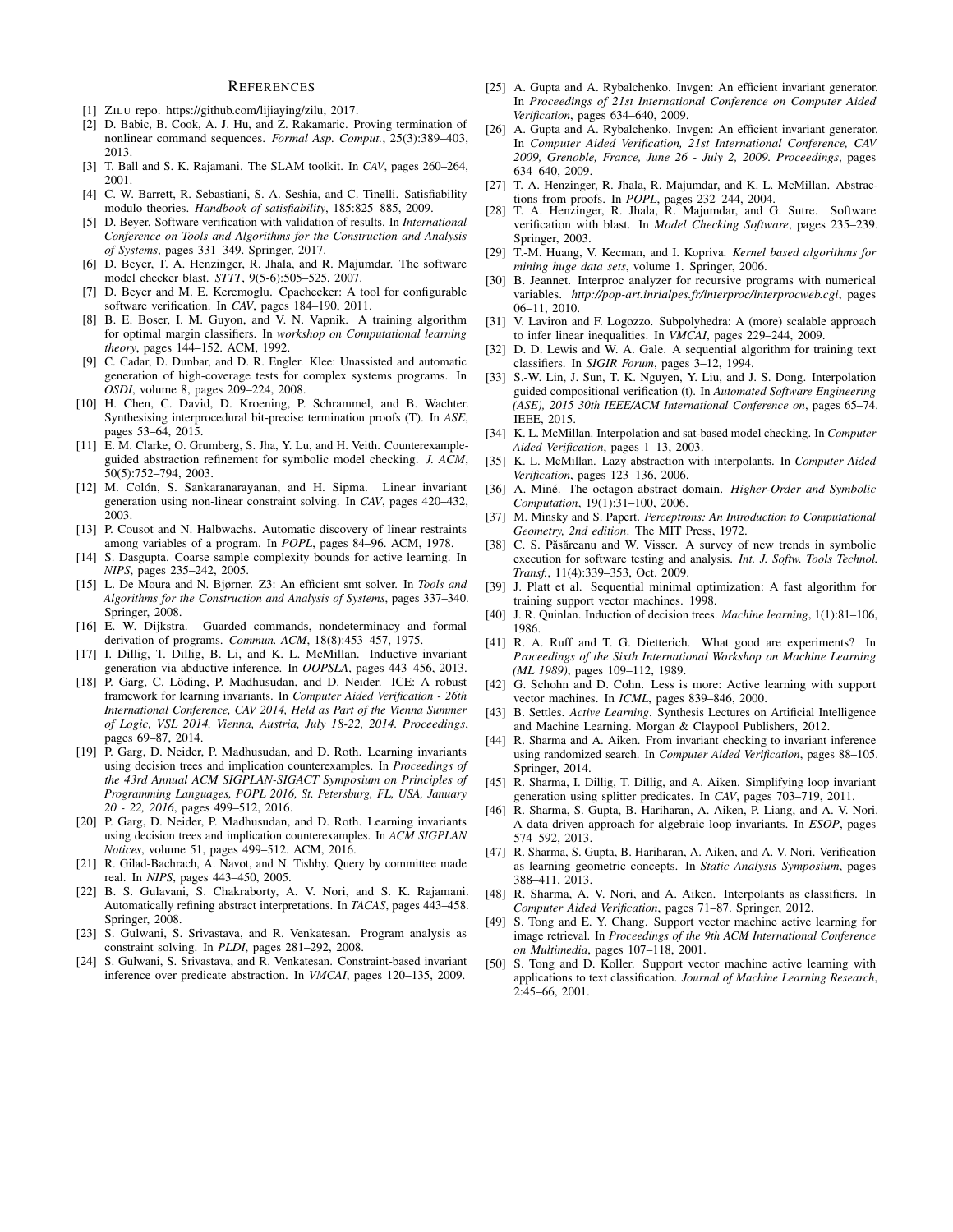# References

[1] ZILU repo. https://github.com/lijiaying/zilu, 2017.

[2] D. Babic, B. Cook, A. J. Hu, and Z. Rakamaric. Proving termination of nonlinear command sequences. *Formal Asp. Comput.*, 25(3):389–403, 2013.

[3] T. Ball and S. K. Rajamani. The SLAM toolkit. In *CAV*, pages 260–264, 2001.

[4] C. W. Barrett, R. Sebastiani, S. A. Seshia, and C. Tinelli. Satisfiability modulo theories. *Handbook of satisfiability*, 185:825–885, 2009.

[5] D. Beyer. Software verification with validation of results. In *International Conference on Tools and Algorithms for the Construction and Analysis of Systems*, pages 331–349. Springer, 2017.

[6] D. Beyer, T. A. Henzinger, R. Jhala, and R. Majumdar. The software model checker blast. *STTT*, 9(5-6):505–525, 2007.

[7] D. Beyer and M. E. Keremoglu. Cpachecker: A tool for configurable software verification. In *CAV*, pages 184–190, 2011.

[8] B. E. Boser, I. M. Guyon, and V. N. Vapnik. A training algorithm for optimal margin classifiers. In *workshop on Computational learning theory*, pages 144–152. ACM, 1992.

[9] C. Cadar, D. Dunbar, and D. R. Engler. Klee: Unassisted and automatic generation of high-coverage tests for complex systems programs. In *OSDI*, volume 8, pages 209–224, 2008.

[10] H. Chen, C. David, D. Kroening, P. Schrammel, and B. Wachter. Synthesising interprocedural bit-precise termination proofs (T). In *ASE*, pages 53–64, 2015.

[11] E. M. Clarke, O. Grumberg, S. Jha, Y. Lu, and H. Veith. Counterexample-guided abstraction refinement for symbolic model checking. *J. ACM*, 50(5):752–794, 2003.

[12] M. Colón, S. Sankaranarayanan, and H. Sipma. Linear invariant generation using non-linear constraint solving. In *CAV*, pages 420–432, 2003.

[13] P. Cousot and N. Halbwachs. Automatic discovery of linear restraints among variables of a program. In *POPL*, pages 84–96. ACM, 1978.

[14] S. Dasgupta. Coarse sample complexity bounds for active learning. In *NIPS*, pages 235–242, 2005.

[15] L. De Moura and N. Bjørner. Z3: An efficient smt solver. In *Tools and Algorithms for the Construction and Analysis of Systems*, pages 337–340. Springer, 2008.

[16] E. W. Dijkstra. Guarded commands, nondeterminacy and formal derivation of programs. *Commun. ACM*, 18(8):453–457, 1975.

[17] I. Dillig, T. Dillig, B. Li, and K. L. McMillan. Inductive invariant generation via abductive inference. In *OOPSLA*, pages 443–456, 2013.

[18] P. Garg, C. Löding, P. Madhusudan, and D. Neider. ICE: A robust framework for learning invariants. In *Computer Aided Verification - 26th International Conference, CAV 2014, Held as Part of the Vienna Summer of Logic, VSL 2014, Vienna, Austria, July 18-22, 2014. Proceedings*, pages 69–87, 2014.

[19] P. Garg, D. Neider, P. Madhusudan, and D. Roth. Learning invariants using decision trees and implication counterexamples. In *Proceedings of the 43rd Annual ACM SIGPLAN-SIGACT Symposium on Principles of Programming Languages, POPL 2016, St. Petersburg, FL, USA, January 20 - 22, 2016*, pages 499–512, 2016.

[20] P. Garg, D. Neider, P. Madhusudan, and D. Roth. Learning invariants using decision trees and implication counterexamples. In *ACM SIGPLAN Notices*, volume 51, pages 499–512. ACM, 2016.

[21] R. Gilad-Bachrach, A. Navot, and N. Tishby. Query by committee made real. In *NIPS*, pages 443–450, 2005.

[22] B. S. Gulavani, S. Chakraborty, A. V. Nori, and S. K. Rajamani. Automatically refining abstract interpretations. In *TACAS*, pages 443–458. Springer, 2008.

[23] S. Gulwani, S. Srivastava, and R. Venkatesan. Program analysis as constraint solving. In *PLDI*, pages 281–292, 2008.

[24] S. Gulwani, S. Srivastava, and R. Venkatesan. Constraint-based invariant inference over predicate abstraction. In *VMCAI*, pages 120–135, 2009.

[25] A. Gupta and A. Rybalchenko. Invgen: An efficient invariant generator. In *Proceedings of 21st International Conference on Computer Aided Verification*, pages 634–640, 2009.

[26] A. Gupta and A. Rybalchenko. Invgen: An efficient invariant generator. In *Computer Aided Verification, 21st International Conference, CAV 2009, Grenoble, France, June 26 - July 2, 2009. Proceedings*, pages 634–640, 2009.

[27] T. A. Henzinger, R. Jhala, R. Majumdar, and K. L. McMillan. Abstractions from proofs. In *POPL*, pages 232–244, 2004.

[28] T. A. Henzinger, R. Jhala, R. Majumdar, and G. Sutre. Software verification with blast. In *Model Checking Software*, pages 235–239. Springer, 2003.

[29] T.-M. Huang, V. Kecman, and I. Kopriva. *Kernel based algorithms for mining huge data sets*, volume 1. Springer, 2006.

[30] B. Jeannet. Interproc analyzer for recursive programs with numerical variables. *http://pop-art.inrialpes.fr/interproc/interprocweb.cgi*, pages 06–11, 2010.

[31] V. Laviron and F. Logozzo. Subpolyhedra: A (more) scalable approach to infer linear inequalities. In *VMCAI*, pages 229–244, 2009.

[32] D. D. Lewis and W. A. Gale. A sequential algorithm for training text classifiers. In *SIGIR Forum*, pages 3–12, 1994.

[33] S.-W. Lin, J. Sun, T. K. Nguyen, Y. Liu, and J. S. Dong. Interpolation guided compositional verification (t). In *Automated Software Engineering (ASE), 2015 30th IEEE/ACM International Conference on*, pages 65–74. IEEE, 2015.

[34] K. L. McMillan. Interpolation and sat-based model checking. In *Computer Aided Verification*, pages 1–13, 2003.

[35] K. L. McMillan. Lazy abstraction with interpolants. In *Computer Aided Verification*, pages 123–136, 2006.

[36] A. Miné. The octagon abstract domain. *Higher-Order and Symbolic Computation*, 19(1):31–100, 2006.

[37] M. Minsky and S. Papert. *Perceptrons: An Introduction to Computational Geometry, 2nd edition*. The MIT Press, 1972.

[38] C. S. Păsăreanu and W. Visser. A survey of new trends in symbolic execution for software testing and analysis. *Int. J. Softw. Tools Technol. Transf.*, 11(4):339–353, Oct. 2009.

[39] J. Platt et al. Sequential minimal optimization: A fast algorithm for training support vector machines. 1998.

[40] J. R. Quinlan. Induction of decision trees. *Machine learning*, 1(1):81–106, 1986.

[41] R. A. Ruff and T. G. Dietterich. What good are experiments? In *Proceedings of the Sixth International Workshop on Machine Learning (ML 1989)*, pages 109–112, 1989.

[42] G. Schohn and D. Cohn. Less is more: Active learning with support vector machines. In *ICML*, pages 839–846, 2000.

[43] B. Settles. *Active Learning*. Synthesis Lectures on Artificial Intelligence and Machine Learning. Morgan & Claypool Publishers, 2012.

[44] R. Sharma and A. Aiken. From invariant checking to invariant inference using randomized search. In *Computer Aided Verification*, pages 88–105. Springer, 2014.

[45] R. Sharma, I. Dillig, T. Dillig, and A. Aiken. Simplifying loop invariant generation using splitter predicates. In *CAV*, pages 703–719, 2011.

[46] R. Sharma, S. Gupta, B. Hariharan, A. Aiken, P. Liang, and A. V. Nori. A data driven approach for algebraic loop invariants. In *ESOP*, pages 574–592, 2013.

[47] R. Sharma, S. Gupta, B. Hariharan, A. Aiken, and A. V. Nori. Verification as learning geometric concepts. In *Static Analysis Symposium*, pages 388–411, 2013.

[48] R. Sharma, A. V. Nori, and A. Aiken. Interpolants as classifiers. In *Computer Aided Verification*, pages 71–87. Springer, 2012.

[49] S. Tong and E. Y. Chang. Support vector machine active learning for image retrieval. In *Proceedings of the 9th ACM International Conference on Multimedia*, pages 107–118, 2001.

[50] S. Tong and D. Koller. Support vector machine active learning with applications to text classification. *Journal of Machine Learning Research*, 2:45–66, 2001.